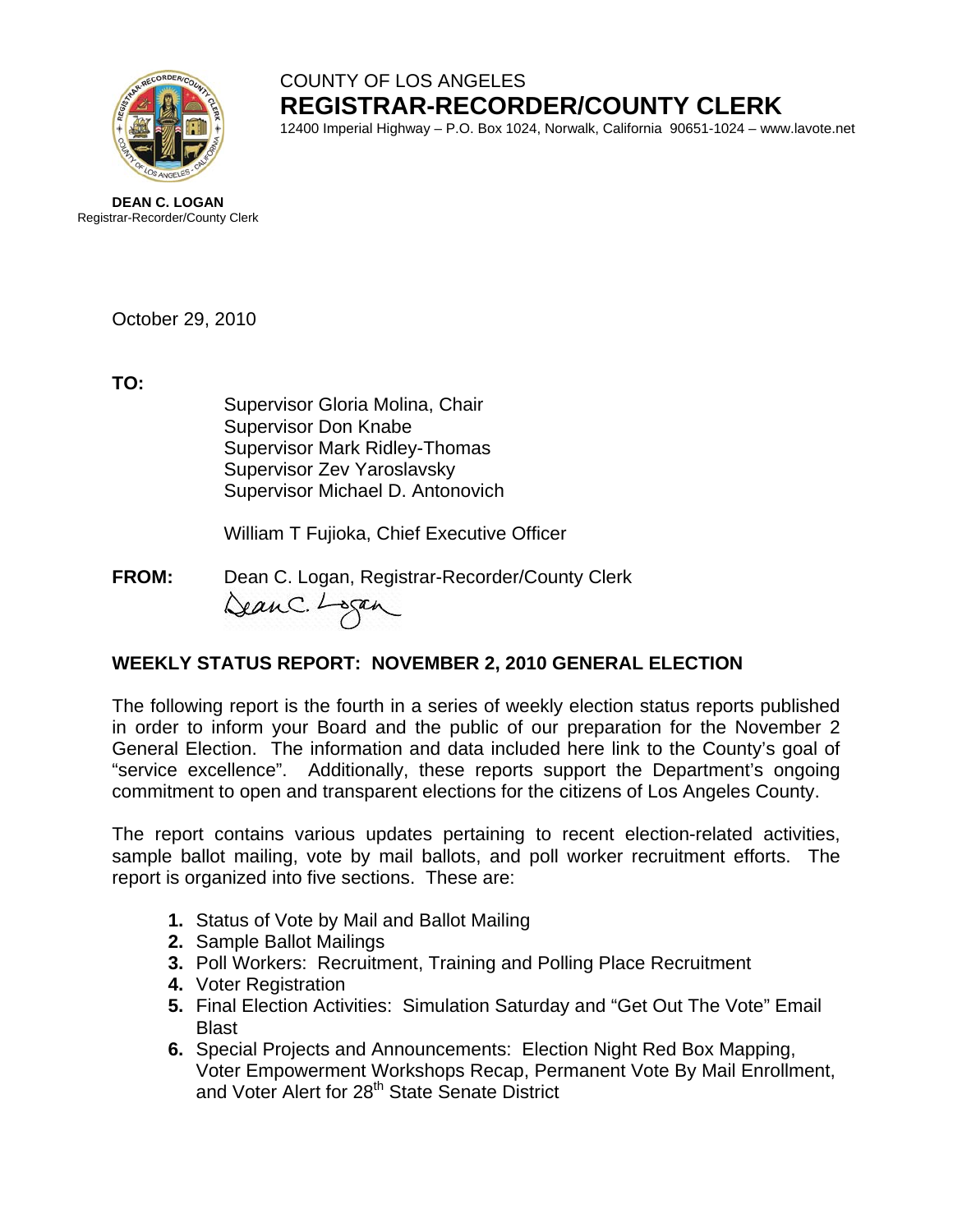COUNTY OF LOS ANGELES

# REGISTRAR-RECORDER/COUNTY CLERK

12400 Imperial Highway – P.O. Box 1024, Norwalk, California 90651-1024 – www.lavote.net

**DEAN C. LOGAN**
Registrar-Recorder/County Clerk

October 29, 2010

**TO:**

Supervisor Gloria Molina, Chair
Supervisor Don Knabe
Supervisor Mark Ridley-Thomas
Supervisor Zev Yaroslavsky
Supervisor Michael D. Antonovich

William T Fujioka, Chief Executive Officer

**FROM:** Dean C. Logan, Registrar-Recorder/County Clerk

## WEEKLY STATUS REPORT: NOVEMBER 2, 2010 GENERAL ELECTION

The following report is the fourth in a series of weekly election status reports published in order to inform your Board and the public of our preparation for the November 2 General Election. The information and data included here link to the County's goal of "service excellence". Additionally, these reports support the Department's ongoing commitment to open and transparent elections for the citizens of Los Angeles County.

The report contains various updates pertaining to recent election-related activities, sample ballot mailing, vote by mail ballots, and poll worker recruitment efforts. The report is organized into five sections. These are:

1. **1.** Status of Vote by Mail and Ballot Mailing
2. **2.** Sample Ballot Mailings
3. **3.** Poll Workers: Recruitment, Training and Polling Place Recruitment
4. **4.** Voter Registration
5. **5.** Final Election Activities: Simulation Saturday and "Get Out The Vote" Email Blast
6. **6.** Special Projects and Announcements: Election Night Red Box Mapping, Voter Empowerment Workshops Recap, Permanent Vote By Mail Enrollment, and Voter Alert for 28th State Senate District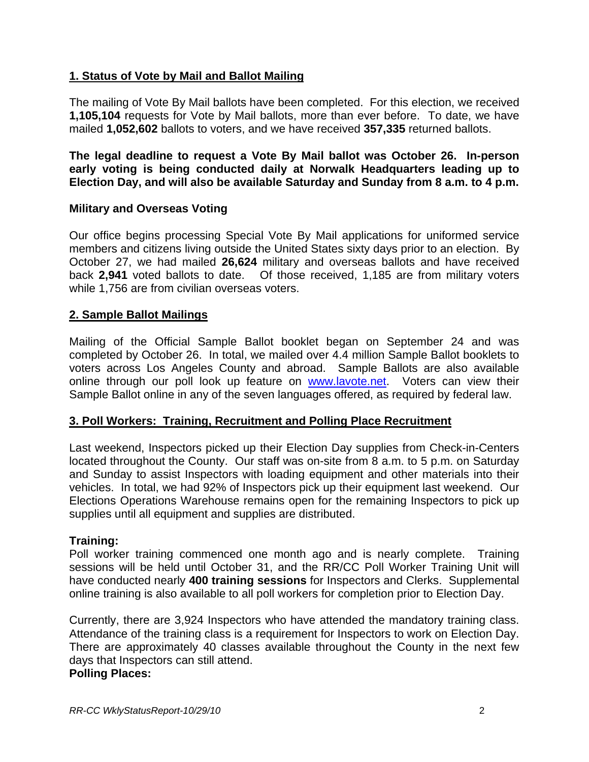## 1. Status of Vote by Mail and Ballot Mailing

The mailing of Vote By Mail ballots have been completed. For this election, we received **1,105,104** requests for Vote by Mail ballots, more than ever before. To date, we have mailed **1,052,602** ballots to voters, and we have received **357,335** returned ballots.

**The legal deadline to request a Vote By Mail ballot was October 26. In-person early voting is being conducted daily at Norwalk Headquarters leading up to Election Day, and will also be available Saturday and Sunday from 8 a.m. to 4 p.m.**

### Military and Overseas Voting

Our office begins processing Special Vote By Mail applications for uniformed service members and citizens living outside the United States sixty days prior to an election. By October 27, we had mailed **26,624** military and overseas ballots and have received back **2,941** voted ballots to date. Of those received, 1,185 are from military voters while 1,756 are from civilian overseas voters.

## 2. Sample Ballot Mailings

Mailing of the Official Sample Ballot booklet began on September 24 and was completed by October 26. In total, we mailed over 4.4 million Sample Ballot booklets to voters across Los Angeles County and abroad. Sample Ballots are also available online through our poll look up feature on www.lavote.net. Voters can view their Sample Ballot online in any of the seven languages offered, as required by federal law.

## 3. Poll Workers: Training, Recruitment and Polling Place Recruitment

Last weekend, Inspectors picked up their Election Day supplies from Check-in-Centers located throughout the County. Our staff was on-site from 8 a.m. to 5 p.m. on Saturday and Sunday to assist Inspectors with loading equipment and other materials into their vehicles. In total, we had 92% of Inspectors pick up their equipment last weekend. Our Elections Operations Warehouse remains open for the remaining Inspectors to pick up supplies until all equipment and supplies are distributed.

### Training:

Poll worker training commenced one month ago and is nearly complete. Training sessions will be held until October 31, and the RR/CC Poll Worker Training Unit will have conducted nearly **400 training sessions** for Inspectors and Clerks. Supplemental online training is also available to all poll workers for completion prior to Election Day.

Currently, there are 3,924 Inspectors who have attended the mandatory training class. Attendance of the training class is a requirement for Inspectors to work on Election Day. There are approximately 40 classes available throughout the County in the next few days that Inspectors can still attend.

### Polling Places: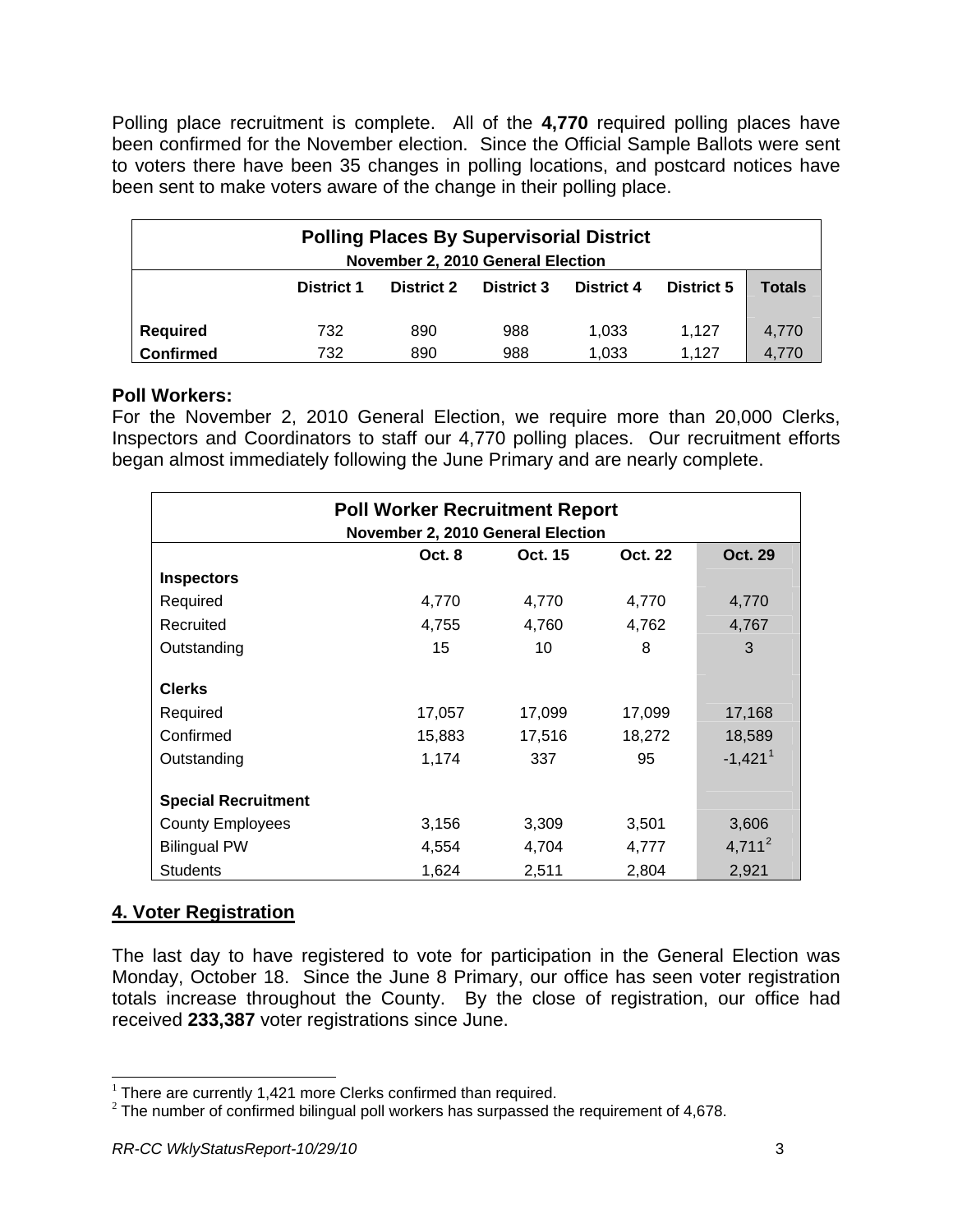Polling place recruitment is complete. All of the **4,770** required polling places have been confirmed for the November election. Since the Official Sample Ballots were sent to voters there have been 35 changes in polling locations, and postcard notices have been sent to make voters aware of the change in their polling place.

| **Polling Places By Supervisorial District**<br>**November 2, 2010 General Election** | | | | | | |
|---|---|---|---|---|---|---|
| | **District 1** | **District 2** | **District 3** | **District 4** | **District 5** | **Totals** |
| **Required** | 732 | 890 | 988 | 1,033 | 1,127 | 4,770 |
| **Confirmed** | 732 | 890 | 988 | 1,033 | 1,127 | 4,770 |

### Poll Workers:

For the November 2, 2010 General Election, we require more than 20,000 Clerks, Inspectors and Coordinators to staff our 4,770 polling places. Our recruitment efforts began almost immediately following the June Primary and are nearly complete.

| **Poll Worker Recruitment Report**<br>**November 2, 2010 General Election** | | | | |
|---|---|---|---|---|
| | **Oct. 8** | **Oct. 15** | **Oct. 22** | **Oct. 29** |
| **Inspectors** | | | | |
| Required | 4,770 | 4,770 | 4,770 | 4,770 |
| Recruited | 4,755 | 4,760 | 4,762 | 4,767 |
| Outstanding | 15 | 10 | 8 | 3 |
| **Clerks** | | | | |
| Required | 17,057 | 17,099 | 17,099 | 17,168 |
| Confirmed | 15,883 | 17,516 | 18,272 | 18,589 |
| Outstanding | 1,174 | 337 | 95 | -1,421[1] |
| **Special Recruitment** | | | | |
| County Employees | 3,156 | 3,309 | 3,501 | 3,606 |
| Bilingual PW | 4,554 | 4,704 | 4,777 | 4,711[2] |
| Students | 1,624 | 2,511 | 2,804 | 2,921 |

## 4. Voter Registration

The last day to have registered to vote for participation in the General Election was Monday, October 18. Since the June 8 Primary, our office has seen voter registration totals increase throughout the County. By the close of registration, our office had received **233,387** voter registrations since June.

[1] There are currently 1,421 more Clerks confirmed than required.
[2] The number of confirmed bilingual poll workers has surpassed the requirement of 4,678.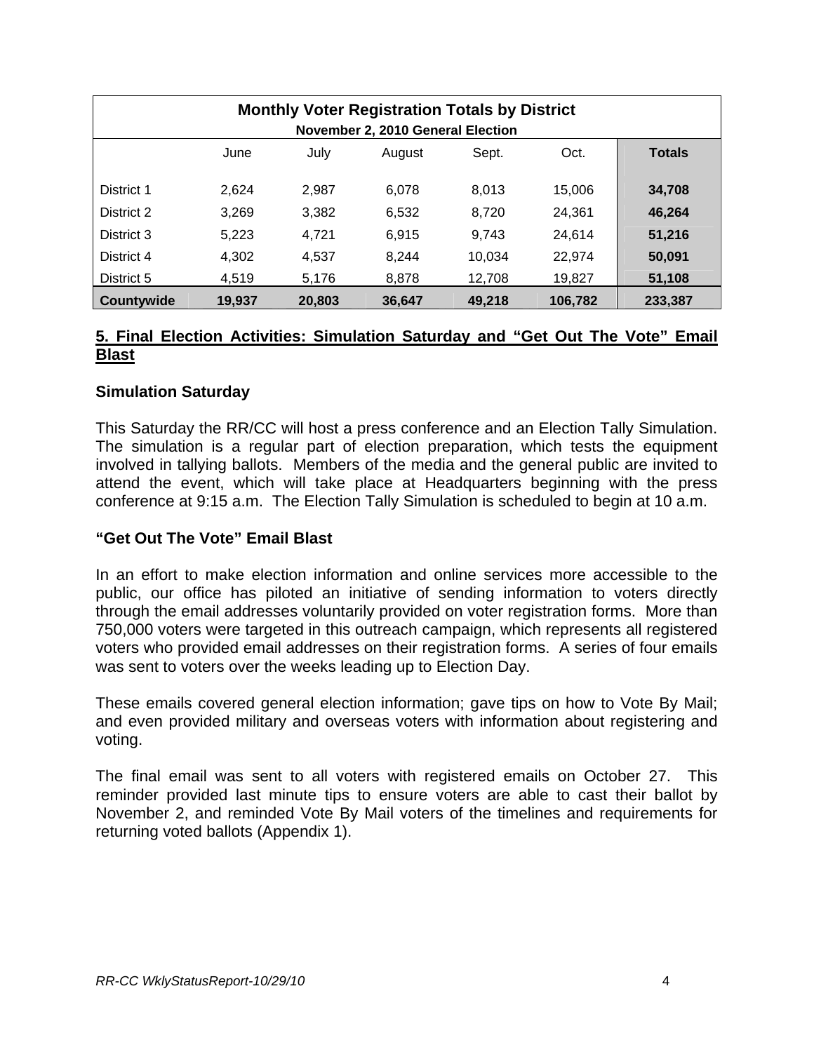| Monthly Voter Registration Totals by District<br>November 2, 2010 General Election | | | | | | |
|---|---|---|---|---|---|---|
| | June | July | August | Sept. | Oct. | **Totals** |
| District 1 | 2,624 | 2,987 | 6,078 | 8,013 | 15,006 | **34,708** |
| District 2 | 3,269 | 3,382 | 6,532 | 8,720 | 24,361 | **46,264** |
| District 3 | 5,223 | 4,721 | 6,915 | 9,743 | 24,614 | **51,216** |
| District 4 | 4,302 | 4,537 | 8,244 | 10,034 | 22,974 | **50,091** |
| District 5 | 4,519 | 5,176 | 8,878 | 12,708 | 19,827 | **51,108** |
| **Countywide** | **19,937** | **20,803** | **36,647** | **49,218** | **106,782** | **233,387** |

## 5. Final Election Activities: Simulation Saturday and "Get Out The Vote" Email Blast

### Simulation Saturday

This Saturday the RR/CC will host a press conference and an Election Tally Simulation. The simulation is a regular part of election preparation, which tests the equipment involved in tallying ballots. Members of the media and the general public are invited to attend the event, which will take place at Headquarters beginning with the press conference at 9:15 a.m. The Election Tally Simulation is scheduled to begin at 10 a.m.

### "Get Out The Vote" Email Blast

In an effort to make election information and online services more accessible to the public, our office has piloted an initiative of sending information to voters directly through the email addresses voluntarily provided on voter registration forms. More than 750,000 voters were targeted in this outreach campaign, which represents all registered voters who provided email addresses on their registration forms. A series of four emails was sent to voters over the weeks leading up to Election Day.

These emails covered general election information; gave tips on how to Vote By Mail; and even provided military and overseas voters with information about registering and voting.

The final email was sent to all voters with registered emails on October 27. This reminder provided last minute tips to ensure voters are able to cast their ballot by November 2, and reminded Vote By Mail voters of the timelines and requirements for returning voted ballots (Appendix 1).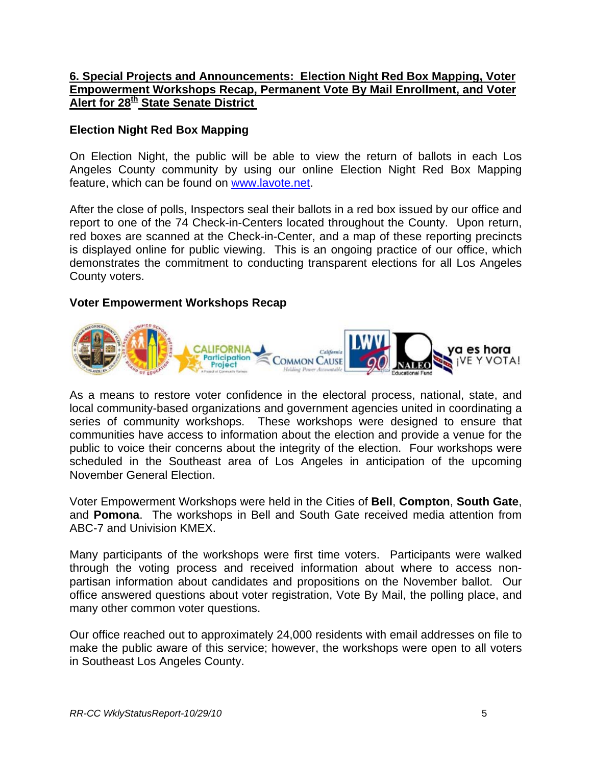## 6. Special Projects and Announcements: Election Night Red Box Mapping, Voter Empowerment Workshops Recap, Permanent Vote By Mail Enrollment, and Voter Alert for 28th State Senate District

### Election Night Red Box Mapping

On Election Night, the public will be able to view the return of ballots in each Los Angeles County community by using our online Election Night Red Box Mapping feature, which can be found on www.lavote.net.

After the close of polls, Inspectors seal their ballots in a red box issued by our office and report to one of the 74 Check-in-Centers located throughout the County. Upon return, red boxes are scanned at the Check-in-Center, and a map of these reporting precincts is displayed online for public viewing. This is an ongoing practice of our office, which demonstrates the commitment to conducting transparent elections for all Los Angeles County voters.

### Voter Empowerment Workshops Recap

As a means to restore voter confidence in the electoral process, national, state, and local community-based organizations and government agencies united in coordinating a series of community workshops. These workshops were designed to ensure that communities have access to information about the election and provide a venue for the public to voice their concerns about the integrity of the election. Four workshops were scheduled in the Southeast area of Los Angeles in anticipation of the upcoming November General Election.

Voter Empowerment Workshops were held in the Cities of **Bell**, **Compton**, **South Gate**, and **Pomona**. The workshops in Bell and South Gate received media attention from ABC-7 and Univision KMEX.

Many participants of the workshops were first time voters. Participants were walked through the voting process and received information about where to access non-partisan information about candidates and propositions on the November ballot. Our office answered questions about voter registration, Vote By Mail, the polling place, and many other common voter questions.

Our office reached out to approximately 24,000 residents with email addresses on file to make the public aware of this service; however, the workshops were open to all voters in Southeast Los Angeles County.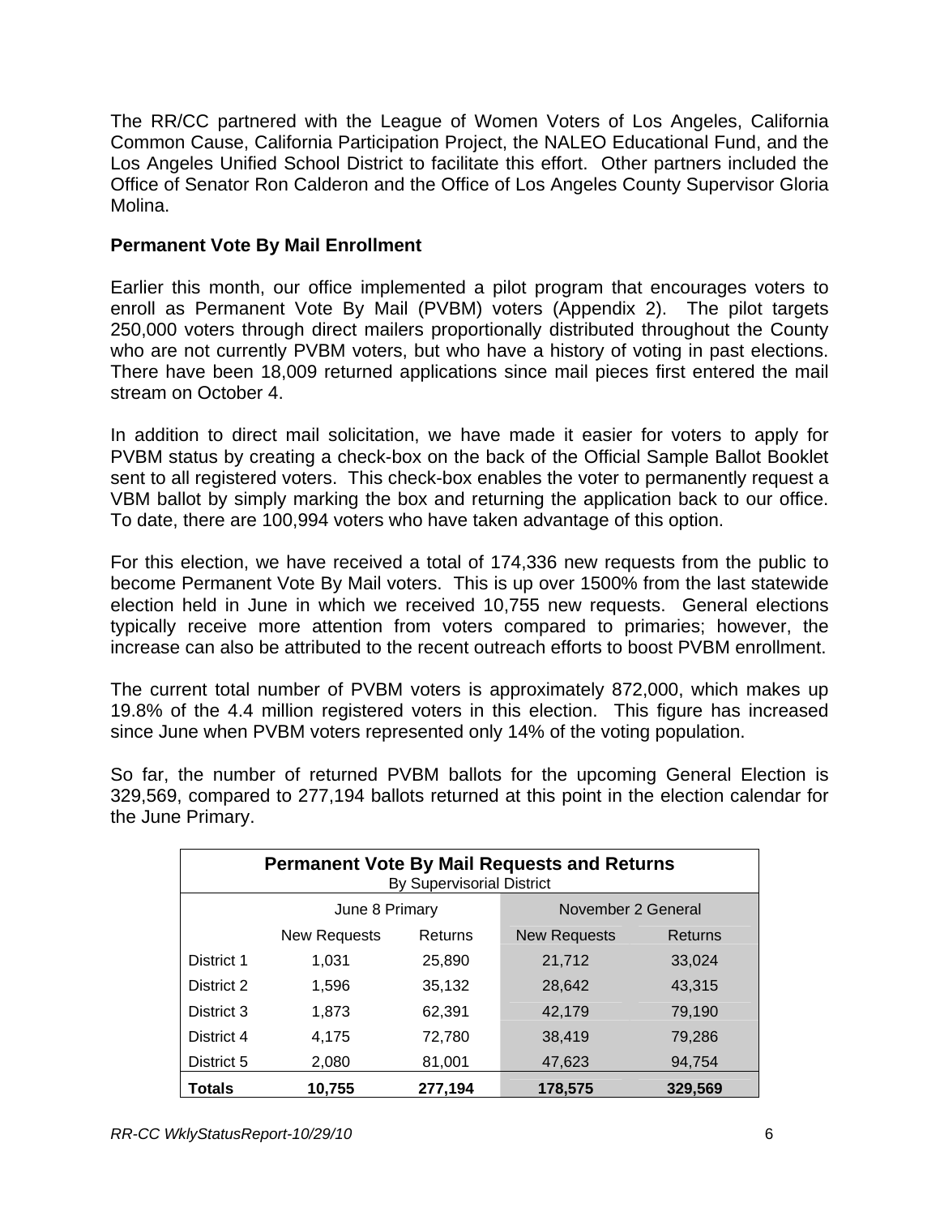The RR/CC partnered with the League of Women Voters of Los Angeles, California Common Cause, California Participation Project, the NALEO Educational Fund, and the Los Angeles Unified School District to facilitate this effort. Other partners included the Office of Senator Ron Calderon and the Office of Los Angeles County Supervisor Gloria Molina.

**Permanent Vote By Mail Enrollment**

Earlier this month, our office implemented a pilot program that encourages voters to enroll as Permanent Vote By Mail (PVBM) voters (Appendix 2). The pilot targets 250,000 voters through direct mailers proportionally distributed throughout the County who are not currently PVBM voters, but who have a history of voting in past elections. There have been 18,009 returned applications since mail pieces first entered the mail stream on October 4.

In addition to direct mail solicitation, we have made it easier for voters to apply for PVBM status by creating a check-box on the back of the Official Sample Ballot Booklet sent to all registered voters. This check-box enables the voter to permanently request a VBM ballot by simply marking the box and returning the application back to our office. To date, there are 100,994 voters who have taken advantage of this option.

For this election, we have received a total of 174,336 new requests from the public to become Permanent Vote By Mail voters. This is up over 1500% from the last statewide election held in June in which we received 10,755 new requests. General elections typically receive more attention from voters compared to primaries; however, the increase can also be attributed to the recent outreach efforts to boost PVBM enrollment.

The current total number of PVBM voters is approximately 872,000, which makes up 19.8% of the 4.4 million registered voters in this election. This figure has increased since June when PVBM voters represented only 14% of the voting population.

So far, the number of returned PVBM ballots for the upcoming General Election is 329,569, compared to 277,194 ballots returned at this point in the election calendar for the June Primary.

**Permanent Vote By Mail Requests and Returns**
By Supervisorial District

| | June 8 Primary | | November 2 General | |
|---|---|---|---|---|
| | New Requests | Returns | New Requests | Returns |
| District 1 | 1,031 | 25,890 | 21,712 | 33,024 |
| District 2 | 1,596 | 35,132 | 28,642 | 43,315 |
| District 3 | 1,873 | 62,391 | 42,179 | 79,190 |
| District 4 | 4,175 | 72,780 | 38,419 | 79,286 |
| District 5 | 2,080 | 81,001 | 47,623 | 94,754 |
| **Totals** | **10,755** | **277,194** | **178,575** | **329,569** |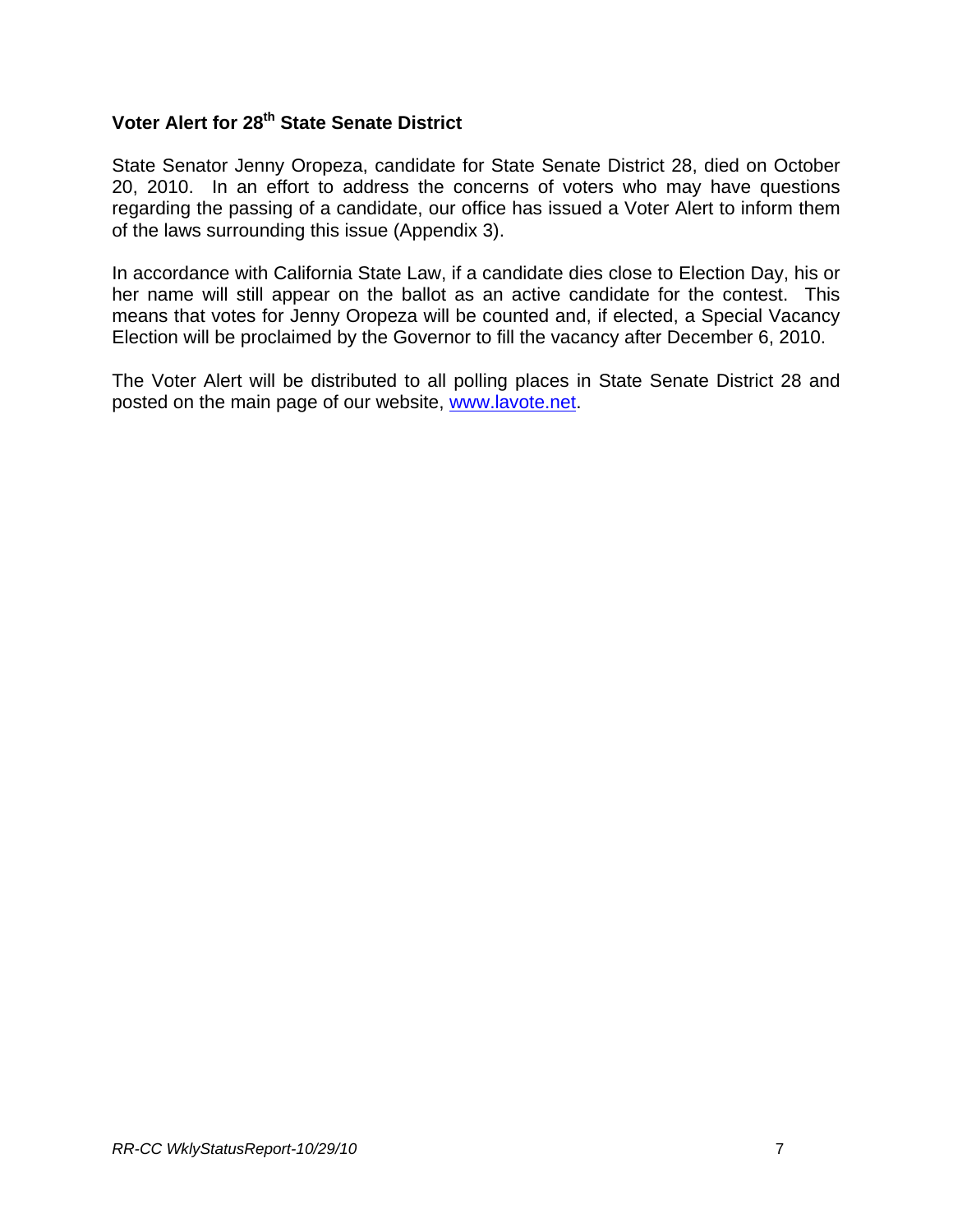### Voter Alert for 28th State Senate District

State Senator Jenny Oropeza, candidate for State Senate District 28, died on October 20, 2010. In an effort to address the concerns of voters who may have questions regarding the passing of a candidate, our office has issued a Voter Alert to inform them of the laws surrounding this issue (Appendix 3).

In accordance with California State Law, if a candidate dies close to Election Day, his or her name will still appear on the ballot as an active candidate for the contest. This means that votes for Jenny Oropeza will be counted and, if elected, a Special Vacancy Election will be proclaimed by the Governor to fill the vacancy after December 6, 2010.

The Voter Alert will be distributed to all polling places in State Senate District 28 and posted on the main page of our website, www.lavote.net.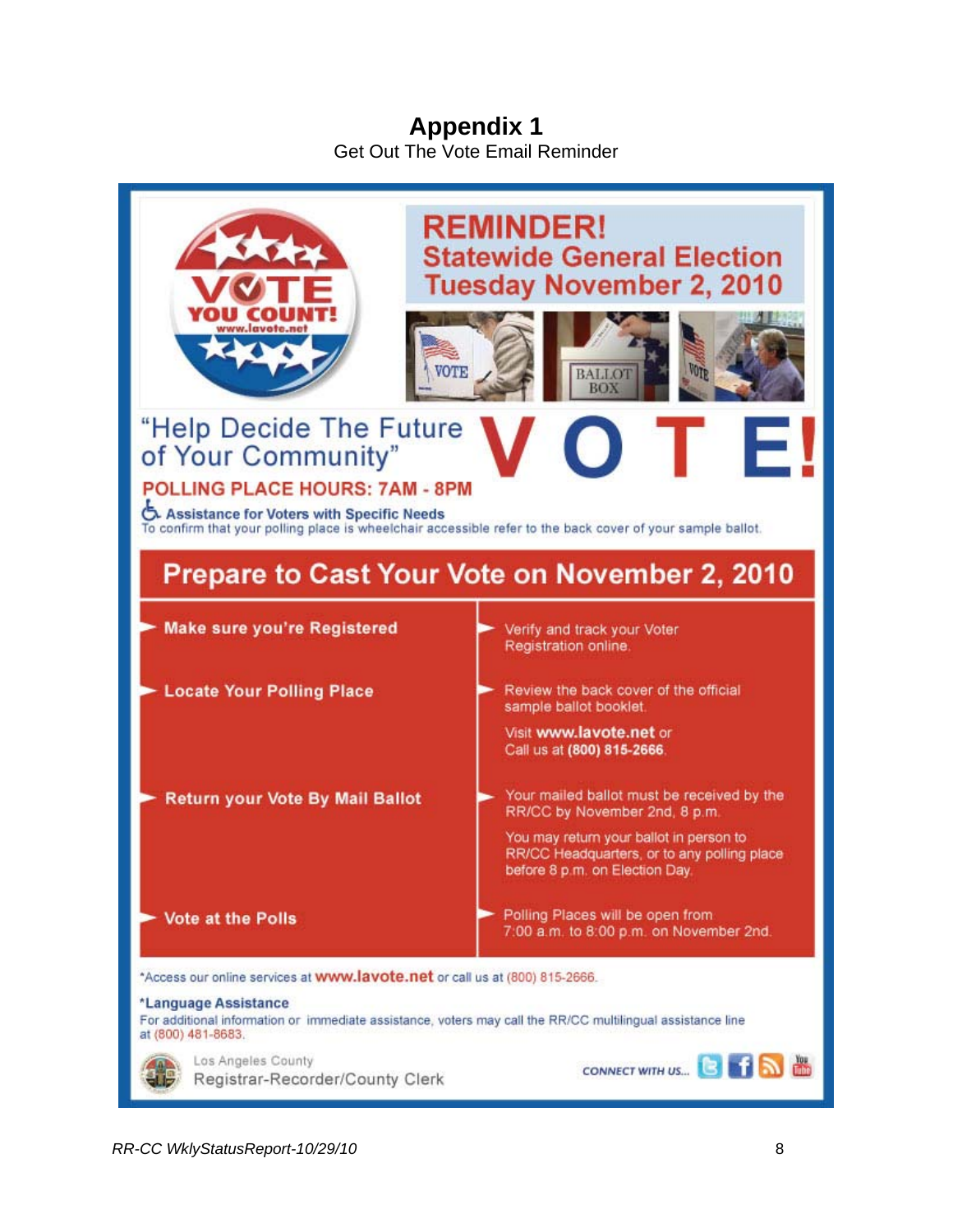# Appendix 1

Get Out The Vote Email Reminder

VOTE YOU COUNT! www.lavote.net

**REMINDER!**
**Statewide General Election**
**Tuesday November 2, 2010**

"Help Decide The Future of Your Community"

**VOTE!**

**POLLING PLACE HOURS: 7AM - 8PM**

**Assistance for Voters with Specific Needs**
To confirm that your polling place is wheelchair accessible refer to the back cover of your sample ballot.

## Prepare to Cast Your Vote on November 2, 2010

| | |
|---|---|
| **Make sure you're Registered** | Verify and track your Voter Registration online. |
| **Locate Your Polling Place** | Review the back cover of the official sample ballot booklet. Visit **www.lavote.net** or Call us at **(800) 815-2666**. |
| **Return your Vote By Mail Ballot** | Your mailed ballot must be received by the RR/CC by November 2nd, 8 p.m. You may return your ballot in person to RR/CC Headquarters, or to any polling place before 8 p.m. on Election Day. |
| **Vote at the Polls** | Polling Places will be open from 7:00 a.m. to 8:00 p.m. on November 2nd. |

*Access our online services at **www.lavote.net** or call us at (800) 815-2666.

***Language Assistance**
For additional information or immediate assistance, voters may call the RR/CC multilingual assistance line at (800) 481-8683.

Los Angeles County
Registrar-Recorder/County Clerk

CONNECT WITH US...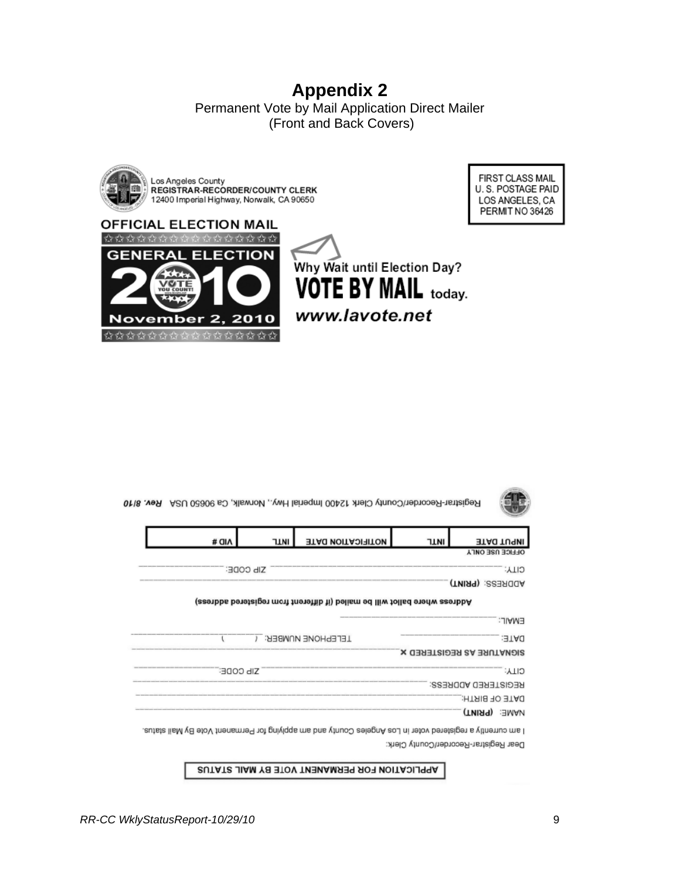# Appendix 2

Permanent Vote by Mail Application Direct Mailer
(Front and Back Covers)

Los Angeles County
REGISTRAR-RECORDER/COUNTY CLERK
12400 Imperial Highway, Norwalk, CA 90650

FIRST CLASS MAIL
U. S. POSTAGE PAID
LOS ANGELES, CA
PERMIT NO 36426

OFFICIAL ELECTION MAIL

GENERAL ELECTION
2010
VOTE YOU COUNT!
November 2, 2010

Why Wait until Election Day?
**VOTE BY MAIL** today.
*www.lavote.net*

Registrar-Recorder/County Clerk 12400 Imperial Hwy., Norwalk, Ca 90650 USA *Rev. 8/10*

**APPLICATION FOR PERMANENT VOTE BY MAIL STATUS**

Dear Registrar-Recorder/County Clerk:

I am currently a registered voter in Los Angeles County and am applying for Permanent Vote By Mail status.

NAME: **(PRINT)** ______

DATE OF BIRTH: ______

REGISTERED ADDRESS: ______

CITY: ______ ZIP CODE: ______

**SIGNATURE AS REGISTERED ×** ______

DATE: ______ TELEPHONE NUMBER: ( ) ______

EMAIL: ______

**Address where ballot will be mailed (if different from registered address)**

ADDRESS: **(PRINT)** ______

CITY: ______ ZIP CODE: ______

OFFICE USE ONLY

| INPUT DATE | INTL | NOTIFICATION DATE | INTL | VID # |
| --- | --- | --- | --- | --- |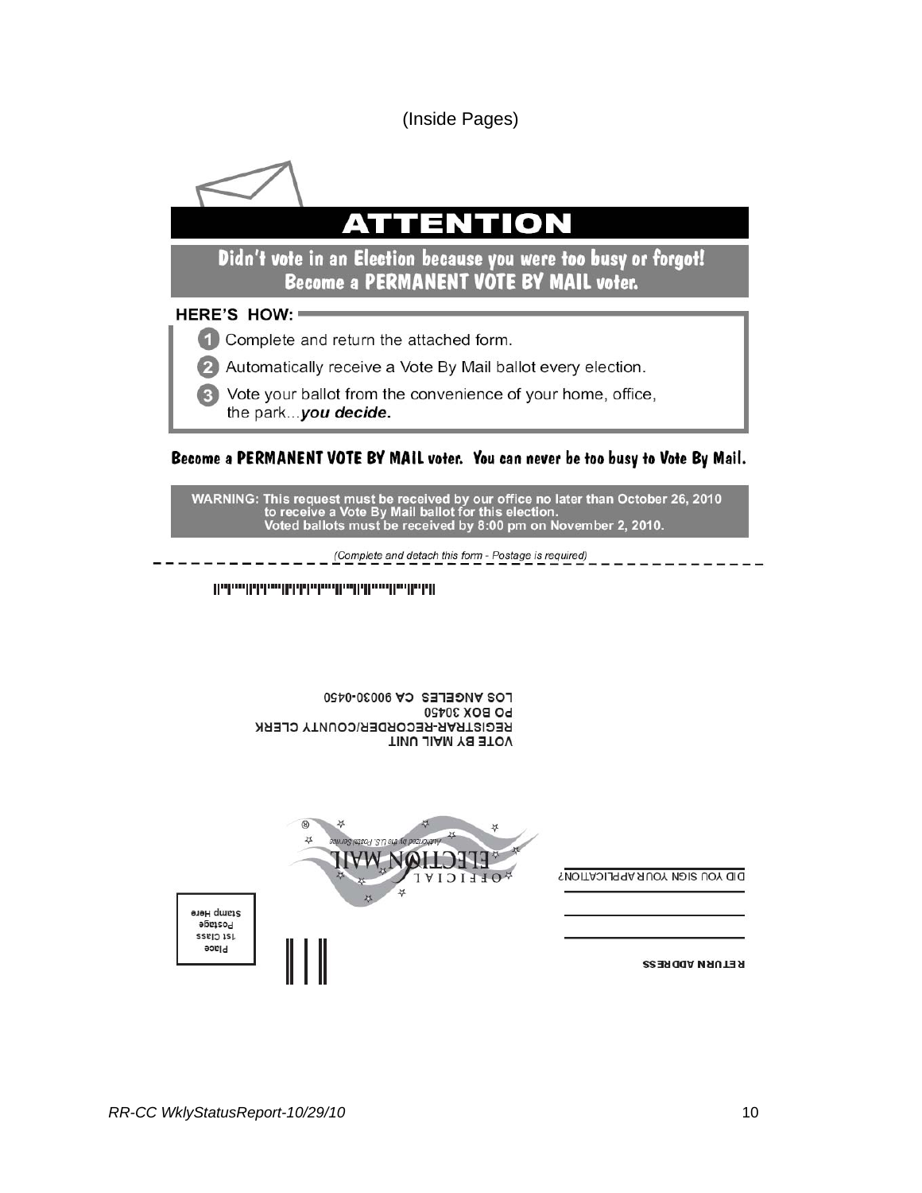(Inside Pages)

# ATTENTION

**Didn't vote in an Election because you were too busy or forgot! Become a PERMANENT VOTE BY MAIL voter.**

**HERE'S HOW:**

1. Complete and return the attached form.
2. Automatically receive a Vote By Mail ballot every election.
3. Vote your ballot from the convenience of your home, office, the park...***you decide.***

**Become a PERMANENT VOTE BY MAIL voter. You can never be too busy to Vote By Mail.**

**WARNING: This request must be received by our office no later than October 26, 2010 to receive a Vote By Mail ballot for this election. Voted ballots must be received by 8:00 pm on November 2, 2010.**

*(Complete and detach this form - Postage is required)*

VOTE BY MAIL UNIT
REGISTRAR-RECORDER/COUNTY CLERK
PO BOX 30450
LOS ANGELES CA 90030-0450

OFFICIAL ELECTION MAIL
Authorized by the U.S. Postal Service

Place
1st Class
Postage
Stamp Here

DID YOU SIGN YOUR APPLICATION?

RETURN ADDRESS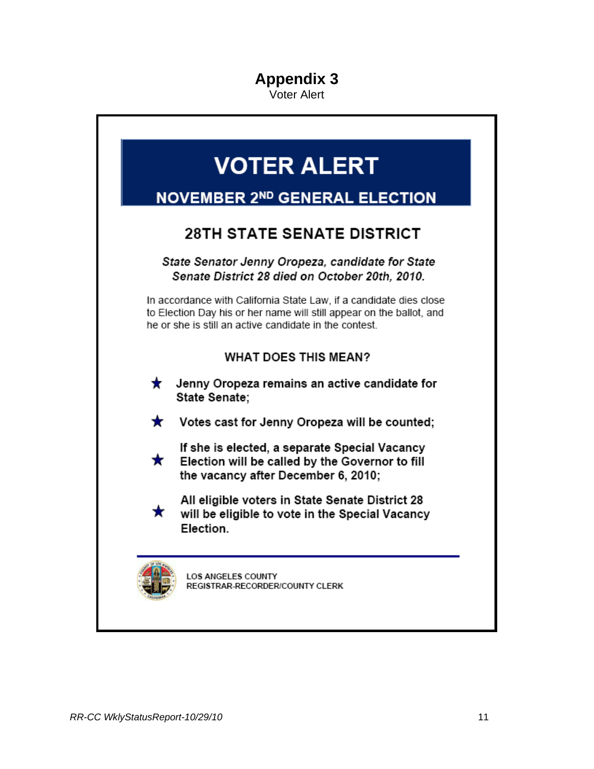# Appendix 3

Voter Alert

# VOTER ALERT

## NOVEMBER 2ND GENERAL ELECTION

### 28TH STATE SENATE DISTRICT

*State Senator Jenny Oropeza, candidate for State Senate District 28 died on October 20th, 2010.*

In accordance with California State Law, if a candidate dies close to Election Day his or her name will still appear on the ballot, and he or she is still an active candidate in the contest.

### WHAT DOES THIS MEAN?

- ★ Jenny Oropeza remains an active candidate for State Senate;
- ★ Votes cast for Jenny Oropeza will be counted;
- ★ If she is elected, a separate Special Vacancy Election will be called by the Governor to fill the vacancy after December 6, 2010;
- ★ All eligible voters in State Senate District 28 will be eligible to vote in the Special Vacancy Election.

LOS ANGELES COUNTY
REGISTRAR-RECORDER/COUNTY CLERK